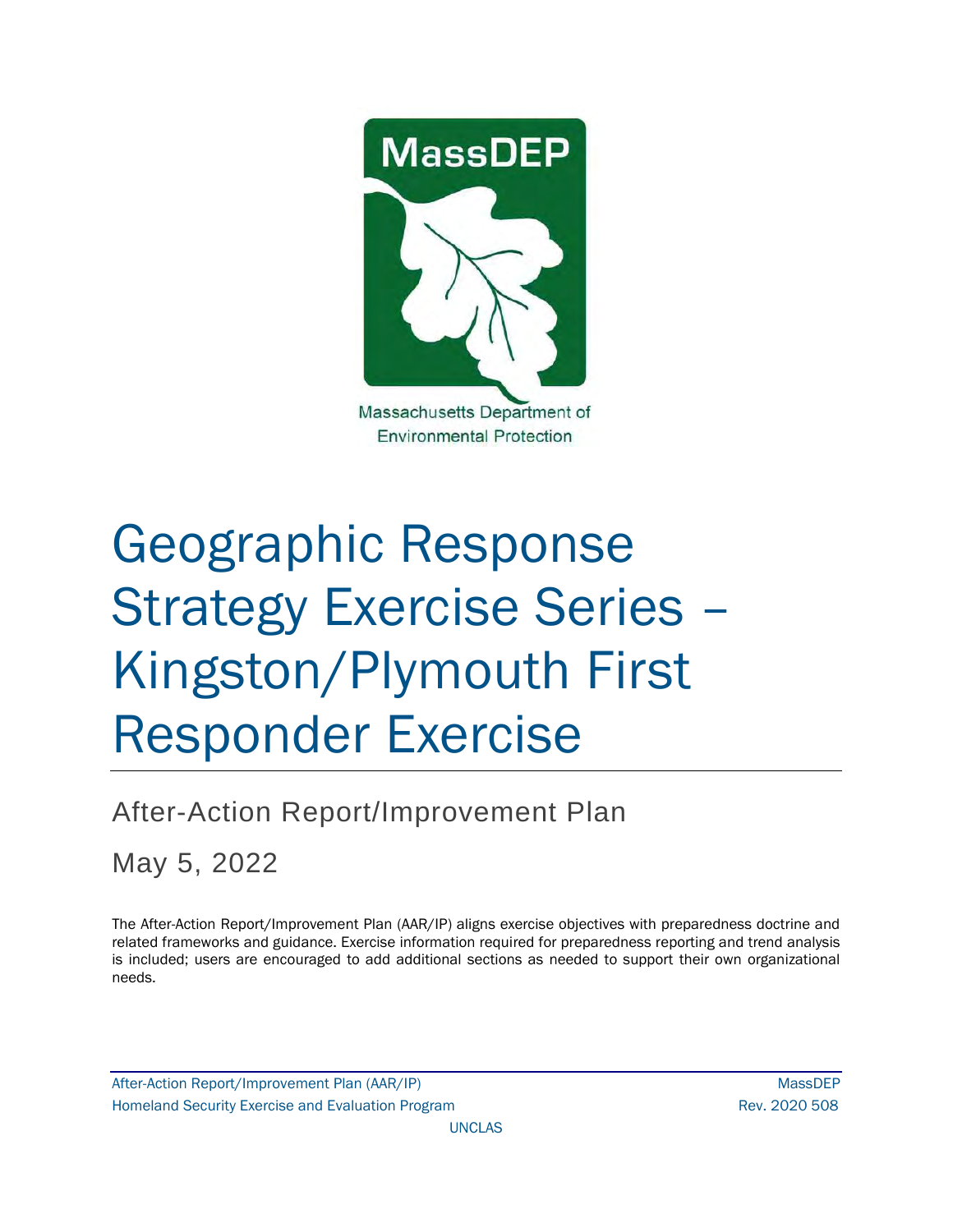MassDEP

Massachusetts Department of Environmental Protection

# Geographic Response Strategy Exercise Series – Kingston/Plymouth First Responder Exercise

## After-Action Report/Improvement Plan

May 5, 2022

The After-Action Report/Improvement Plan (AAR/IP) aligns exercise objectives with preparedness doctrine and related frameworks and guidance. Exercise information required for preparedness reporting and trend analysis is included; users are encouraged to add additional sections as needed to support their own organizational needs.

UNCLAS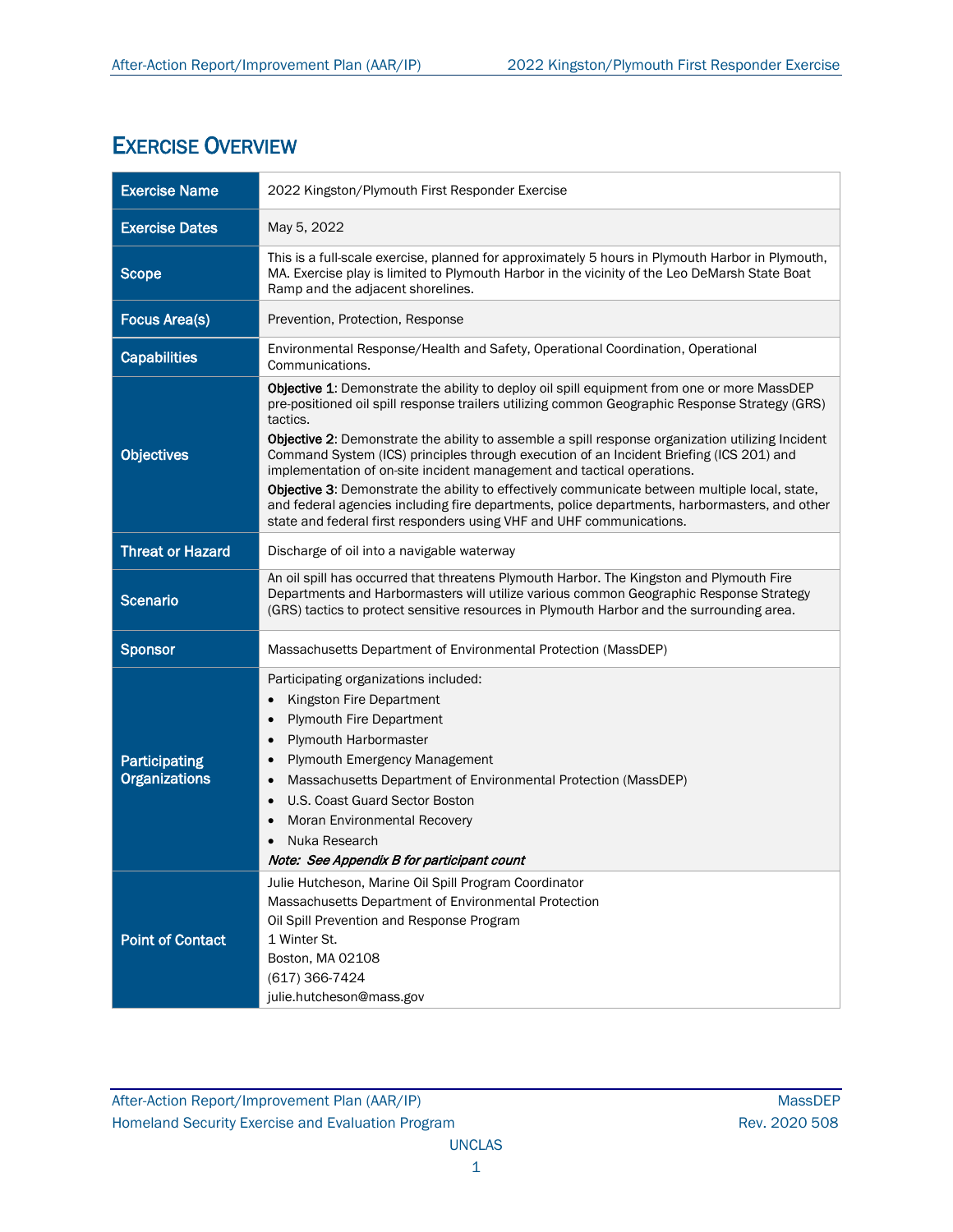# Exercise Overview

| | |
|---|---|
| **Exercise Name** | 2022 Kingston/Plymouth First Responder Exercise |
| **Exercise Dates** | May 5, 2022 |
| **Scope** | This is a full-scale exercise, planned for approximately 5 hours in Plymouth Harbor in Plymouth, MA. Exercise play is limited to Plymouth Harbor in the vicinity of the Leo DeMarsh State Boat Ramp and the adjacent shorelines. |
| **Focus Area(s)** | Prevention, Protection, Response |
| **Capabilities** | Environmental Response/Health and Safety, Operational Coordination, Operational Communications. |
| **Objectives** | **Objective 1**: Demonstrate the ability to deploy oil spill equipment from one or more MassDEP pre-positioned oil spill response trailers utilizing common Geographic Response Strategy (GRS) tactics.<br>**Objective 2**: Demonstrate the ability to assemble a spill response organization utilizing Incident Command System (ICS) principles through execution of an Incident Briefing (ICS 201) and implementation of on-site incident management and tactical operations.<br>**Objective 3**: Demonstrate the ability to effectively communicate between multiple local, state, and federal agencies including fire departments, police departments, harbormasters, and other state and federal first responders using VHF and UHF communications. |
| **Threat or Hazard** | Discharge of oil into a navigable waterway |
| **Scenario** | An oil spill has occurred that threatens Plymouth Harbor. The Kingston and Plymouth Fire Departments and Harbormasters will utilize various common Geographic Response Strategy (GRS) tactics to protect sensitive resources in Plymouth Harbor and the surrounding area. |
| **Sponsor** | Massachusetts Department of Environmental Protection (MassDEP) |
| **Participating Organizations** | Participating organizations included:<br>• Kingston Fire Department<br>• Plymouth Fire Department<br>• Plymouth Harbormaster<br>• Plymouth Emergency Management<br>• Massachusetts Department of Environmental Protection (MassDEP)<br>• U.S. Coast Guard Sector Boston<br>• Moran Environmental Recovery<br>• Nuka Research<br>***Note: See Appendix B for participant count*** |
| **Point of Contact** | Julie Hutcheson, Marine Oil Spill Program Coordinator<br>Massachusetts Department of Environmental Protection<br>Oil Spill Prevention and Response Program<br>1 Winter St.<br>Boston, MA 02108<br>(617) 366-7424<br>julie.hutcheson@mass.gov |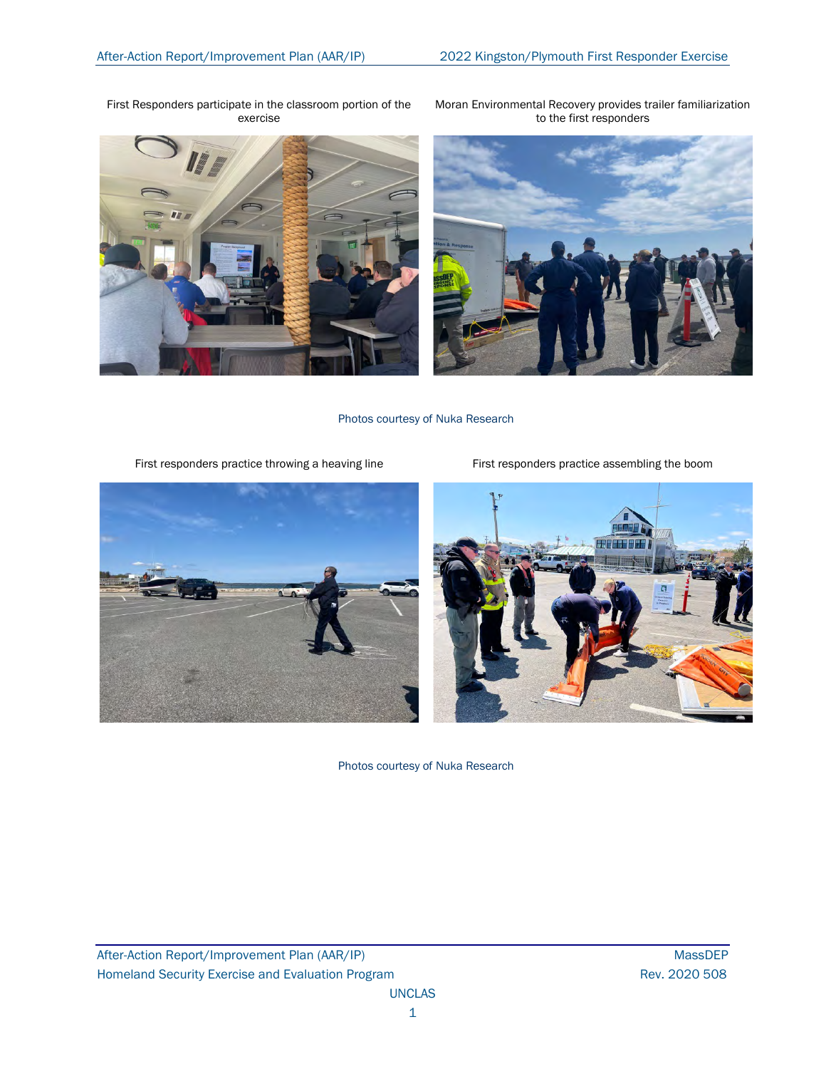First Responders participate in the classroom portion of the exercise

Moran Environmental Recovery provides trailer familiarization to the first responders

Photos courtesy of Nuka Research

First responders practice throwing a heaving line

First responders practice assembling the boom

Photos courtesy of Nuka Research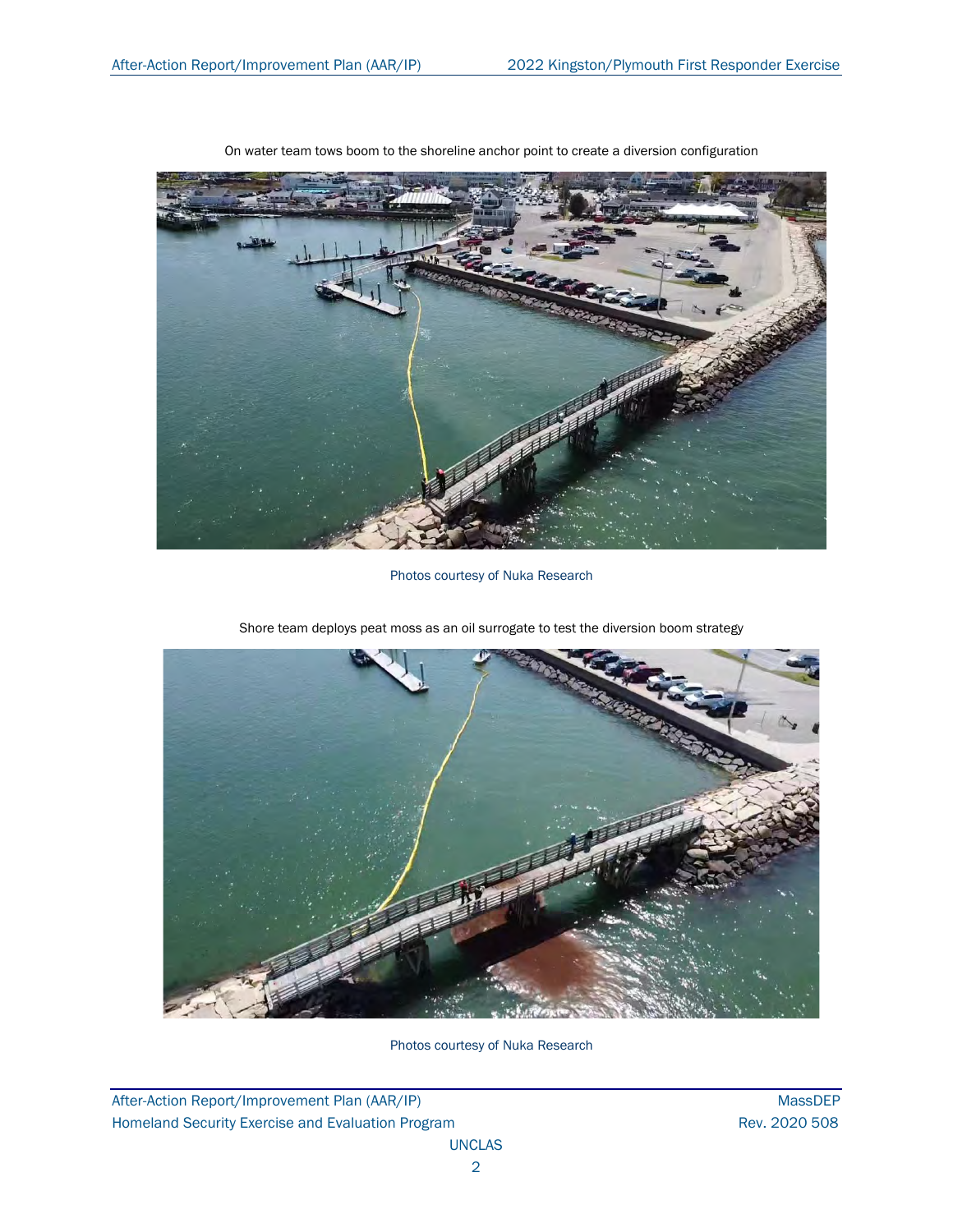On water team tows boom to the shoreline anchor point to create a diversion configuration

Photos courtesy of Nuka Research

Shore team deploys peat moss as an oil surrogate to test the diversion boom strategy

Photos courtesy of Nuka Research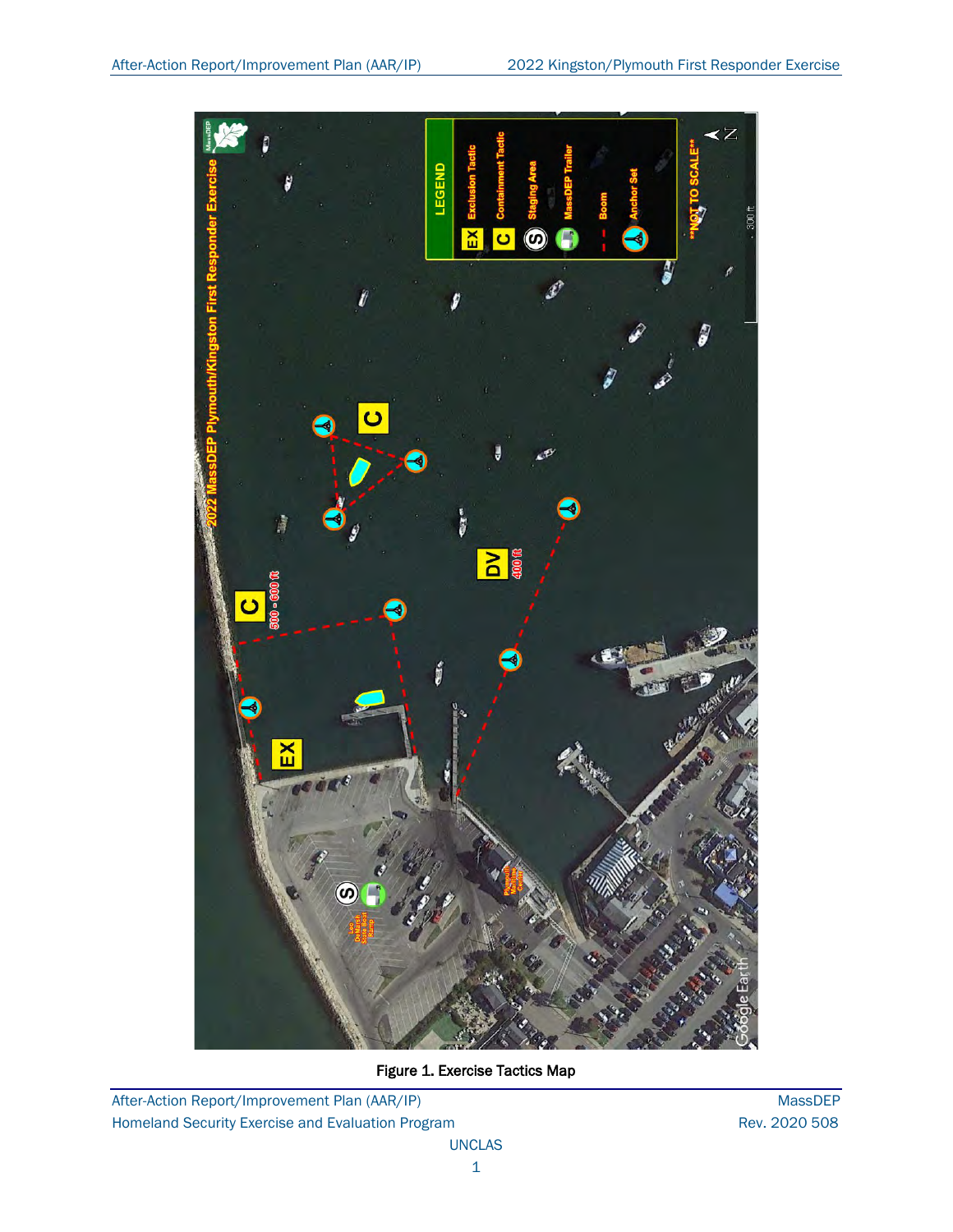Figure 1. Exercise Tactics Map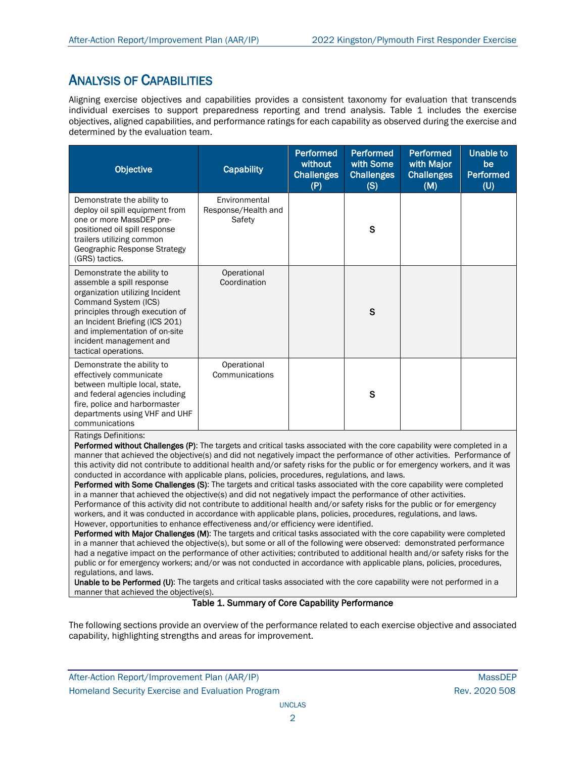## Analysis of Capabilities

Aligning exercise objectives and capabilities provides a consistent taxonomy for evaluation that transcends individual exercises to support preparedness reporting and trend analysis. Table 1 includes the exercise objectives, aligned capabilities, and performance ratings for each capability as observed during the exercise and determined by the evaluation team.

| Objective | Capability | Performed without Challenges (P) | Performed with Some Challenges (S) | Performed with Major Challenges (M) | Unable to be Performed (U) |
|---|---|---|---|---|---|
| Demonstrate the ability to deploy oil spill equipment from one or more MassDEP pre-positioned oil spill response trailers utilizing common Geographic Response Strategy (GRS) tactics. | Environmental Response/Health and Safety | | S | | |
| Demonstrate the ability to assemble a spill response organization utilizing Incident Command System (ICS) principles through execution of an Incident Briefing (ICS 201) and implementation of on-site incident management and tactical operations. | Operational Coordination | | S | | |
| Demonstrate the ability to effectively communicate between multiple local, state, and federal agencies including fire, police and harbormaster departments using VHF and UHF communications | Operational Communications | | S | | |

Ratings Definitions:

**Performed without Challenges (P)**: The targets and critical tasks associated with the core capability were completed in a manner that achieved the objective(s) and did not negatively impact the performance of other activities. Performance of this activity did not contribute to additional health and/or safety risks for the public or for emergency workers, and it was conducted in accordance with applicable plans, policies, procedures, regulations, and laws.

**Performed with Some Challenges (S)**: The targets and critical tasks associated with the core capability were completed in a manner that achieved the objective(s) and did not negatively impact the performance of other activities. Performance of this activity did not contribute to additional health and/or safety risks for the public or for emergency workers, and it was conducted in accordance with applicable plans, policies, procedures, regulations, and laws. However, opportunities to enhance effectiveness and/or efficiency were identified.

**Performed with Major Challenges (M)**: The targets and critical tasks associated with the core capability were completed in a manner that achieved the objective(s), but some or all of the following were observed: demonstrated performance had a negative impact on the performance of other activities; contributed to additional health and/or safety risks for the public or for emergency workers; and/or was not conducted in accordance with applicable plans, policies, procedures, regulations, and laws.

**Unable to be Performed (U)**: The targets and critical tasks associated with the core capability were not performed in a manner that achieved the objective(s).

Table 1. Summary of Core Capability Performance

The following sections provide an overview of the performance related to each exercise objective and associated capability, highlighting strengths and areas for improvement.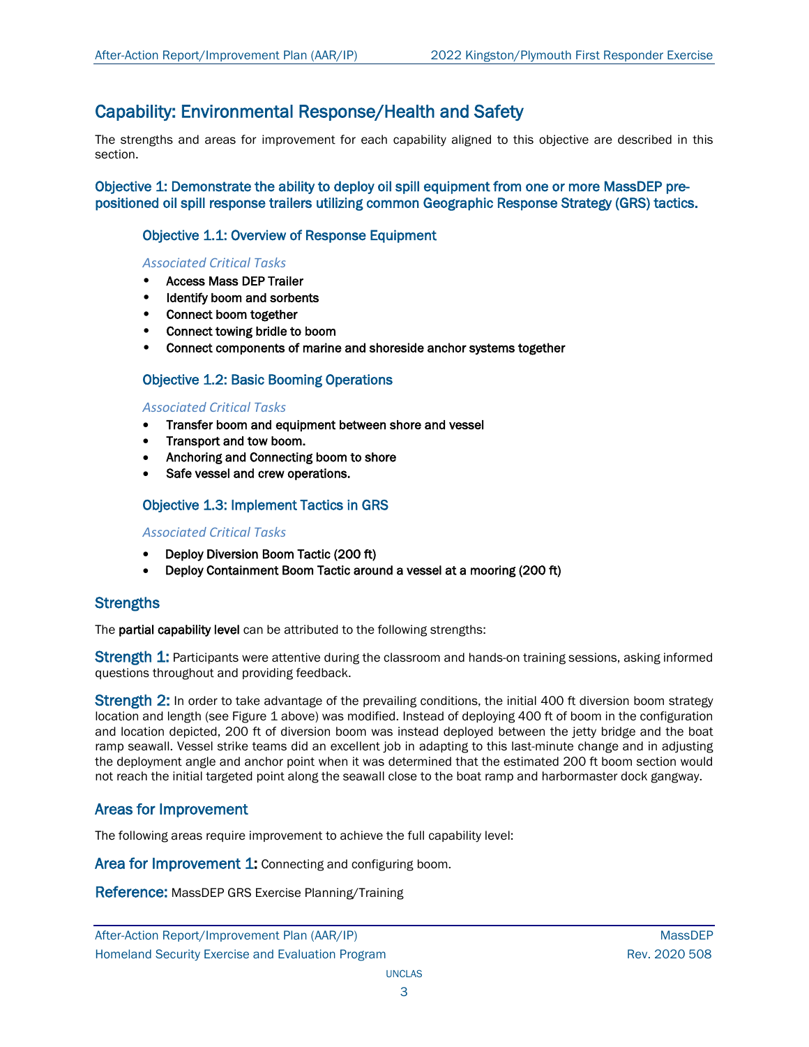## Capability: Environmental Response/Health and Safety

The strengths and areas for improvement for each capability aligned to this objective are described in this section.

### Objective 1: Demonstrate the ability to deploy oil spill equipment from one or more MassDEP pre-positioned oil spill response trailers utilizing common Geographic Response Strategy (GRS) tactics.

#### Objective 1.1: Overview of Response Equipment

*Associated Critical Tasks*

- Access Mass DEP Trailer
- Identify boom and sorbents
- Connect boom together
- Connect towing bridle to boom
- Connect components of marine and shoreside anchor systems together

#### Objective 1.2: Basic Booming Operations

*Associated Critical Tasks*

- Transfer boom and equipment between shore and vessel
- Transport and tow boom.
- Anchoring and Connecting boom to shore
- Safe vessel and crew operations.

#### Objective 1.3: Implement Tactics in GRS

*Associated Critical Tasks*

- Deploy Diversion Boom Tactic (200 ft)
- Deploy Containment Boom Tactic around a vessel at a mooring (200 ft)

### Strengths

The **partial capability level** can be attributed to the following strengths:

**Strength 1:** Participants were attentive during the classroom and hands-on training sessions, asking informed questions throughout and providing feedback.

**Strength 2:** In order to take advantage of the prevailing conditions, the initial 400 ft diversion boom strategy location and length (see Figure 1 above) was modified. Instead of deploying 400 ft of boom in the configuration and location depicted, 200 ft of diversion boom was instead deployed between the jetty bridge and the boat ramp seawall. Vessel strike teams did an excellent job in adapting to this last-minute change and in adjusting the deployment angle and anchor point when it was determined that the estimated 200 ft boom section would not reach the initial targeted point along the seawall close to the boat ramp and harbormaster dock gangway.

### Areas for Improvement

The following areas require improvement to achieve the full capability level:

**Area for Improvement 1:** Connecting and configuring boom.

**Reference:** MassDEP GRS Exercise Planning/Training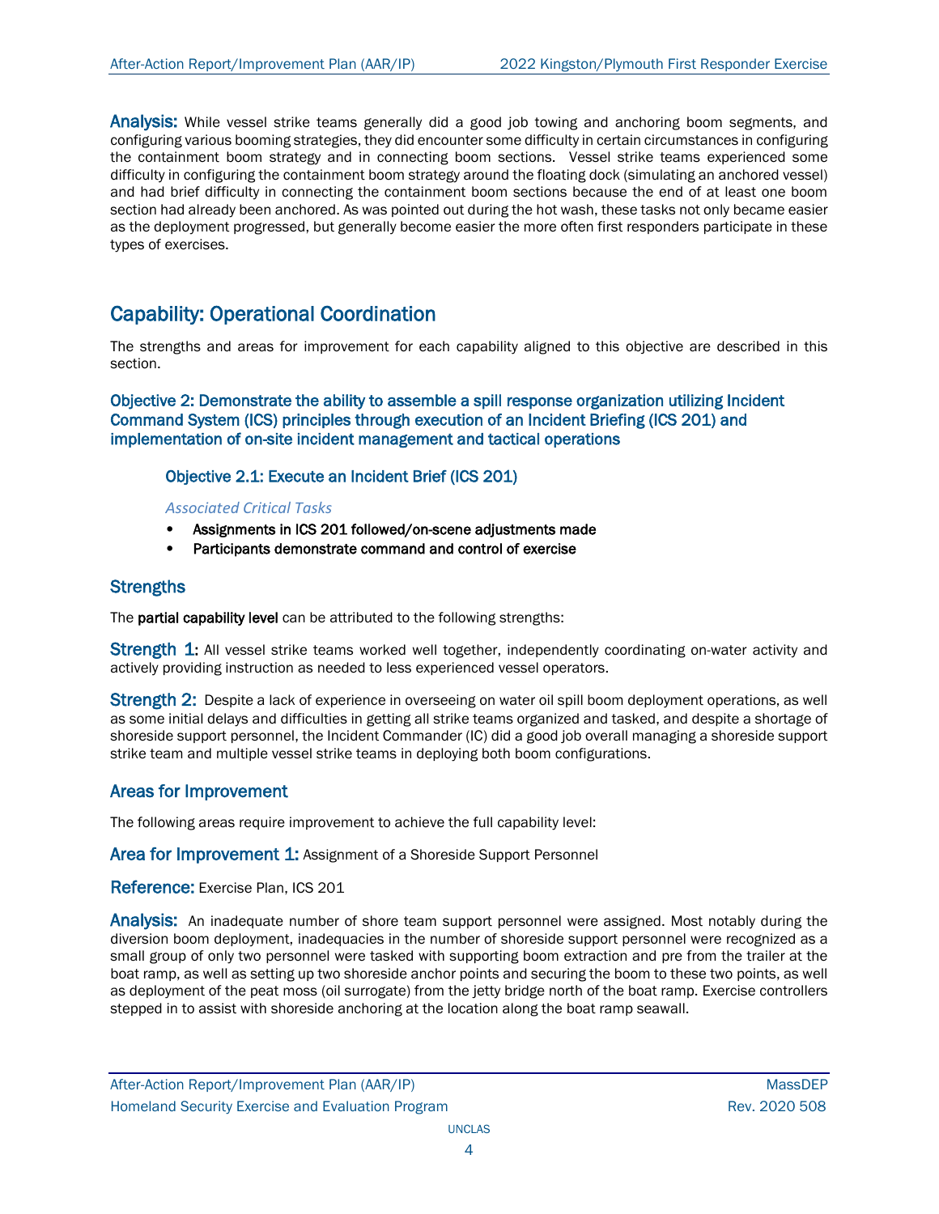**Analysis:** While vessel strike teams generally did a good job towing and anchoring boom segments, and configuring various booming strategies, they did encounter some difficulty in certain circumstances in configuring the containment boom strategy and in connecting boom sections. Vessel strike teams experienced some difficulty in configuring the containment boom strategy around the floating dock (simulating an anchored vessel) and had brief difficulty in connecting the containment boom sections because the end of at least one boom section had already been anchored. As was pointed out during the hot wash, these tasks not only became easier as the deployment progressed, but generally become easier the more often first responders participate in these types of exercises.

## Capability: Operational Coordination

The strengths and areas for improvement for each capability aligned to this objective are described in this section.

### Objective 2: Demonstrate the ability to assemble a spill response organization utilizing Incident Command System (ICS) principles through execution of an Incident Briefing (ICS 201) and implementation of on-site incident management and tactical operations

#### Objective 2.1: Execute an Incident Brief (ICS 201)

*Associated Critical Tasks*

- **Assignments in ICS 201 followed/on-scene adjustments made**
- **Participants demonstrate command and control of exercise**

### Strengths

The **partial capability level** can be attributed to the following strengths:

**Strength 1:** All vessel strike teams worked well together, independently coordinating on-water activity and actively providing instruction as needed to less experienced vessel operators.

**Strength 2:** Despite a lack of experience in overseeing on water oil spill boom deployment operations, as well as some initial delays and difficulties in getting all strike teams organized and tasked, and despite a shortage of shoreside support personnel, the Incident Commander (IC) did a good job overall managing a shoreside support strike team and multiple vessel strike teams in deploying both boom configurations.

### Areas for Improvement

The following areas require improvement to achieve the full capability level:

**Area for Improvement 1:** Assignment of a Shoreside Support Personnel

**Reference:** Exercise Plan, ICS 201

**Analysis:** An inadequate number of shore team support personnel were assigned. Most notably during the diversion boom deployment, inadequacies in the number of shoreside support personnel were recognized as a small group of only two personnel were tasked with supporting boom extraction and pre from the trailer at the boat ramp, as well as setting up two shoreside anchor points and securing the boom to these two points, as well as deployment of the peat moss (oil surrogate) from the jetty bridge north of the boat ramp. Exercise controllers stepped in to assist with shoreside anchoring at the location along the boat ramp seawall.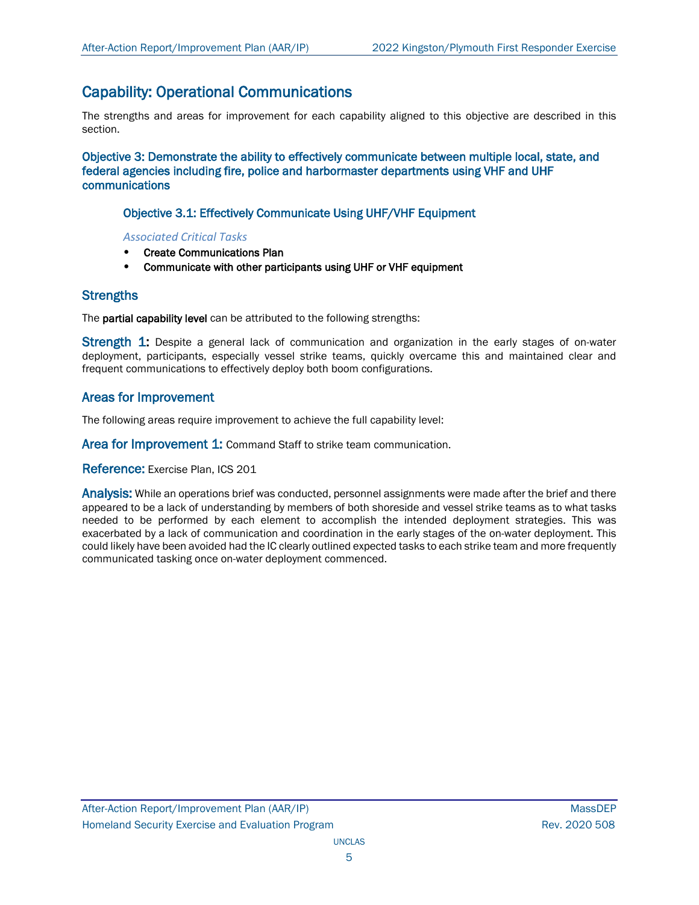## Capability: Operational Communications

The strengths and areas for improvement for each capability aligned to this objective are described in this section.

### Objective 3: Demonstrate the ability to effectively communicate between multiple local, state, and federal agencies including fire, police and harbormaster departments using VHF and UHF communications

#### Objective 3.1: Effectively Communicate Using UHF/VHF Equipment

*Associated Critical Tasks*

- **Create Communications Plan**
- **Communicate with other participants using UHF or VHF equipment**

### Strengths

The **partial capability level** can be attributed to the following strengths:

**Strength 1:** Despite a general lack of communication and organization in the early stages of on-water deployment, participants, especially vessel strike teams, quickly overcame this and maintained clear and frequent communications to effectively deploy both boom configurations.

### Areas for Improvement

The following areas require improvement to achieve the full capability level:

**Area for Improvement 1:** Command Staff to strike team communication.

**Reference:** Exercise Plan, ICS 201

**Analysis:** While an operations brief was conducted, personnel assignments were made after the brief and there appeared to be a lack of understanding by members of both shoreside and vessel strike teams as to what tasks needed to be performed by each element to accomplish the intended deployment strategies. This was exacerbated by a lack of communication and coordination in the early stages of the on-water deployment. This could likely have been avoided had the IC clearly outlined expected tasks to each strike team and more frequently communicated tasking once on-water deployment commenced.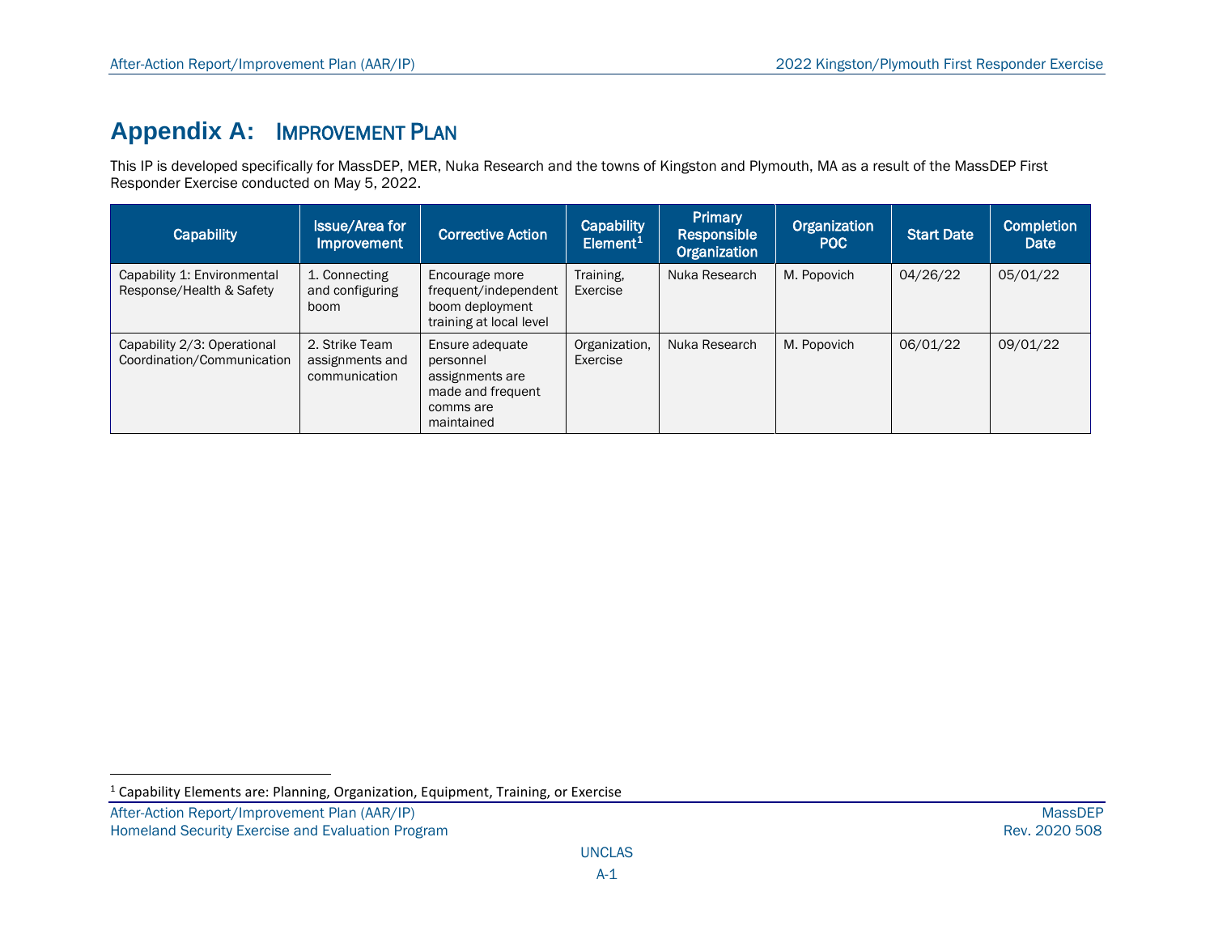# Appendix A: Improvement Plan

This IP is developed specifically for MassDEP, MER, Nuka Research and the towns of Kingston and Plymouth, MA as a result of the MassDEP First Responder Exercise conducted on May 5, 2022.

| Capability | Issue/Area for Improvement | Corrective Action | Capability Element[1] | Primary Responsible Organization | Organization POC | Start Date | Completion Date |
|---|---|---|---|---|---|---|---|
| Capability 1: Environmental Response/Health & Safety | 1. Connecting and configuring boom | Encourage more frequent/independent boom deployment training at local level | Training, Exercise | Nuka Research | M. Popovich | 04/26/22 | 05/01/22 |
| Capability 2/3: Operational Coordination/Communication | 2. Strike Team assignments and communication | Ensure adequate personnel assignments are made and frequent comms are maintained | Organization, Exercise | Nuka Research | M. Popovich | 06/01/22 | 09/01/22 |

[1] Capability Elements are: Planning, Organization, Equipment, Training, or Exercise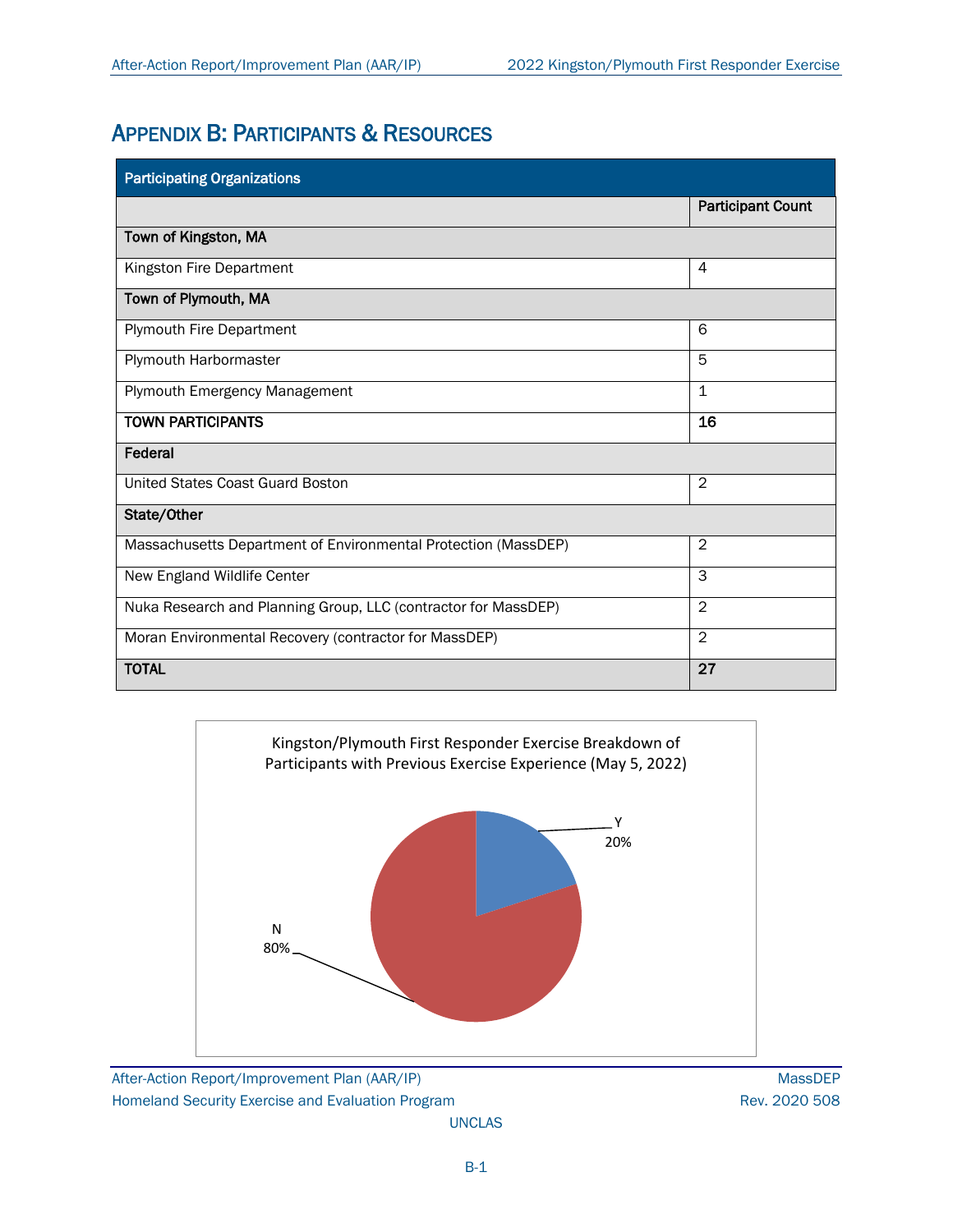# Appendix B: Participants & Resources

| Participating Organizations | |
|---|---|
| | **Participant Count** |
| **Town of Kingston, MA** | |
| Kingston Fire Department | 4 |
| **Town of Plymouth, MA** | |
| Plymouth Fire Department | 6 |
| Plymouth Harbormaster | 5 |
| Plymouth Emergency Management | 1 |
| **TOWN PARTICIPANTS** | **16** |
| **Federal** | |
| United States Coast Guard Boston | 2 |
| **State/Other** | |
| Massachusetts Department of Environmental Protection (MassDEP) | 2 |
| New England Wildlife Center | 3 |
| Nuka Research and Planning Group, LLC (contractor for MassDEP) | 2 |
| Moran Environmental Recovery (contractor for MassDEP) | 2 |
| **TOTAL** | **27** |

Kingston/Plymouth First Responder Exercise Breakdown of Participants with Previous Exercise Experience (May 5, 2022)

| Previous Exercise Experience | Percentage |
|---|---|
| Y | 20% |
| N | 80% |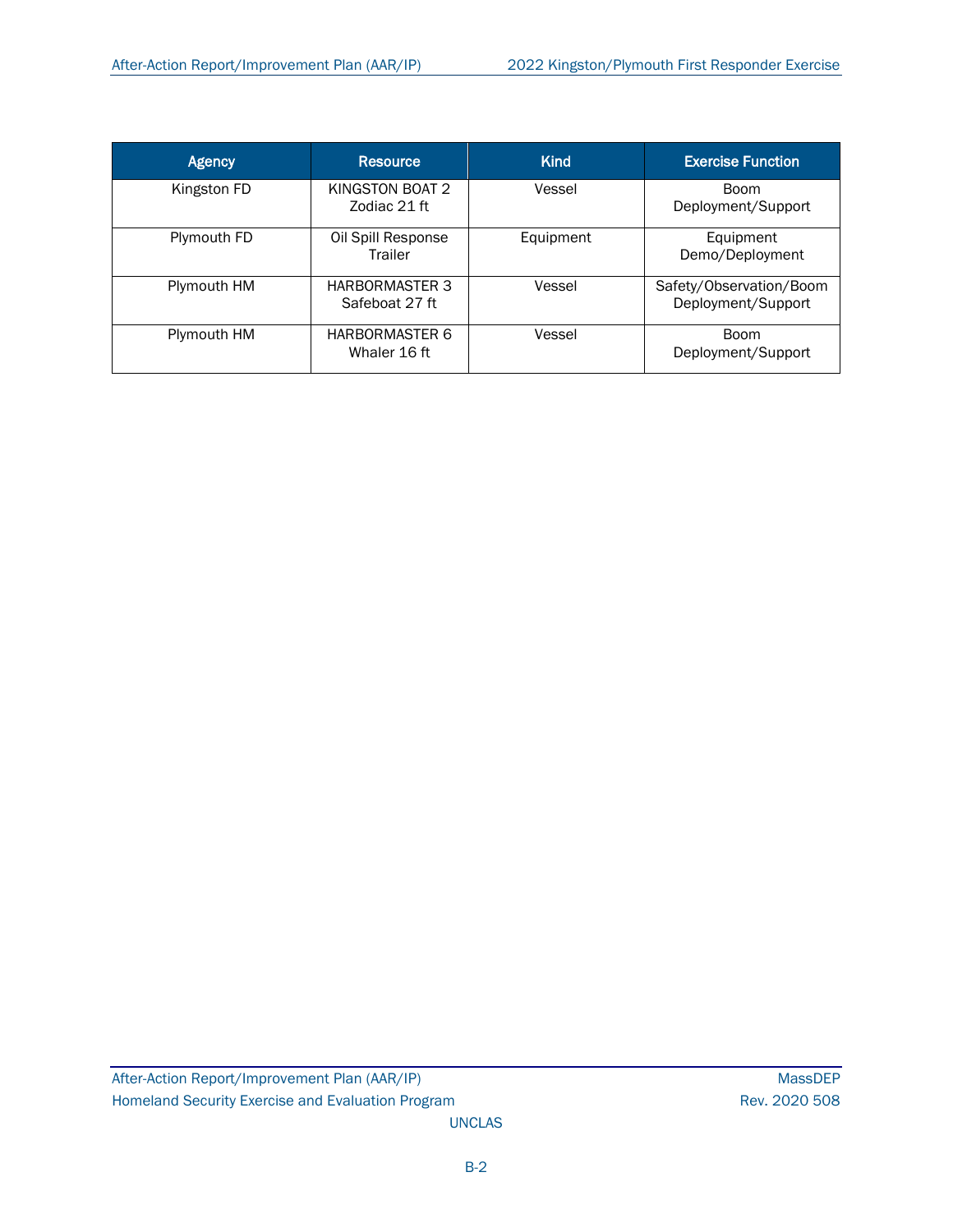| Agency | Resource | Kind | Exercise Function |
| --- | --- | --- | --- |
| Kingston FD | KINGSTON BOAT 2 Zodiac 21 ft | Vessel | Boom Deployment/Support |
| Plymouth FD | Oil Spill Response Trailer | Equipment | Equipment Demo/Deployment |
| Plymouth HM | HARBORMASTER 3 Safeboat 27 ft | Vessel | Safety/Observation/Boom Deployment/Support |
| Plymouth HM | HARBORMASTER 6 Whaler 16 ft | Vessel | Boom Deployment/Support |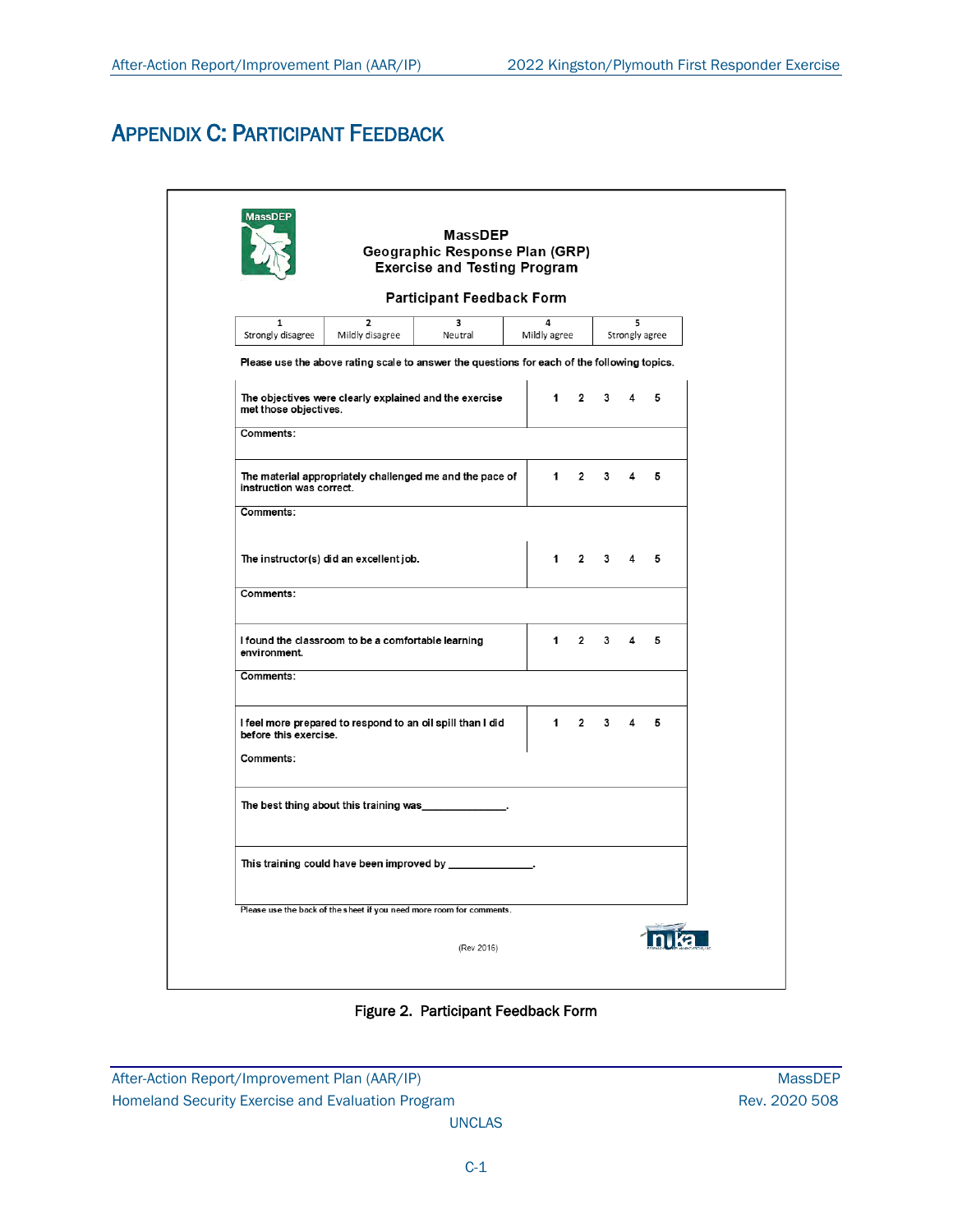# APPENDIX C: PARTICIPANT FEEDBACK

MassDEP

**MassDEP**
**Geographic Response Plan (GRP)**
**Exercise and Testing Program**

**Participant Feedback Form**

| 1 | 2 | 3 | 4 | 5 |
|---|---|---|---|---|
| Strongly disagree | Mildly disagree | Neutral | Mildly agree | Strongly agree |

**Please use the above rating scale to answer the questions for each of the following topics.**

| | |
|---|---|
| **The objectives were clearly explained and the exercise met those objectives.** | **1 2 3 4 5** |
| **Comments:** | |
| **The material appropriately challenged me and the pace of instruction was correct.** | **1 2 3 4 5** |
| **Comments:** | |
| **The instructor(s) did an excellent job.** | **1 2 3 4 5** |
| **Comments:** | |
| **I found the classroom to be a comfortable learning environment.** | **1 2 3 4 5** |
| **Comments:** | |
| **I feel more prepared to respond to an oil spill than I did before this exercise.** | **1 2 3 4 5** |
| **Comments:** | |
| **The best thing about this training was______________.** | |
| **This training could have been improved by ______________.** | |

Please use the back of the sheet if you need more room for comments.

(Rev 2016)

Figure 2. Participant Feedback Form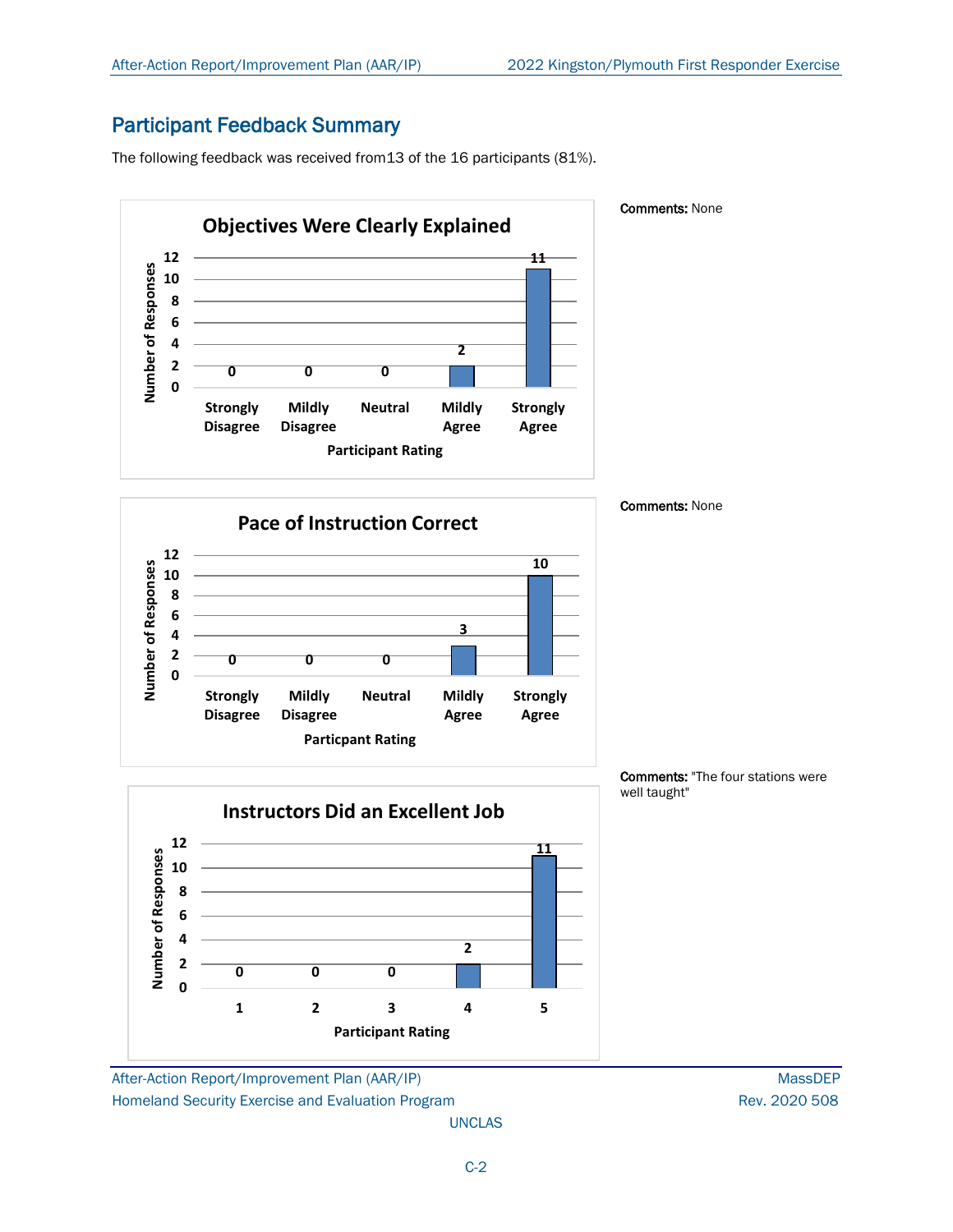## Participant Feedback Summary

The following feedback was received from13 of the 16 participants (81%).

**Objectives Were Clearly Explained**

| Participant Rating | Number of Responses |
|---|---|
| Strongly Disagree | 0 |
| Mildly Disagree | 0 |
| Neutral | 0 |
| Mildly Agree | 2 |
| Strongly Agree | 11 |

**Comments:** None

**Pace of Instruction Correct**

| Particpant Rating | Number of Responses |
|---|---|
| Strongly Disagree | 0 |
| Mildly Disagree | 0 |
| Neutral | 0 |
| Mildly Agree | 3 |
| Strongly Agree | 10 |

**Comments:** None

**Instructors Did an Excellent Job**

| Participant Rating | Number of Responses |
|---|---|
| 1 | 0 |
| 2 | 0 |
| 3 | 0 |
| 4 | 2 |
| 5 | 11 |

**Comments:** "The four stations were well taught"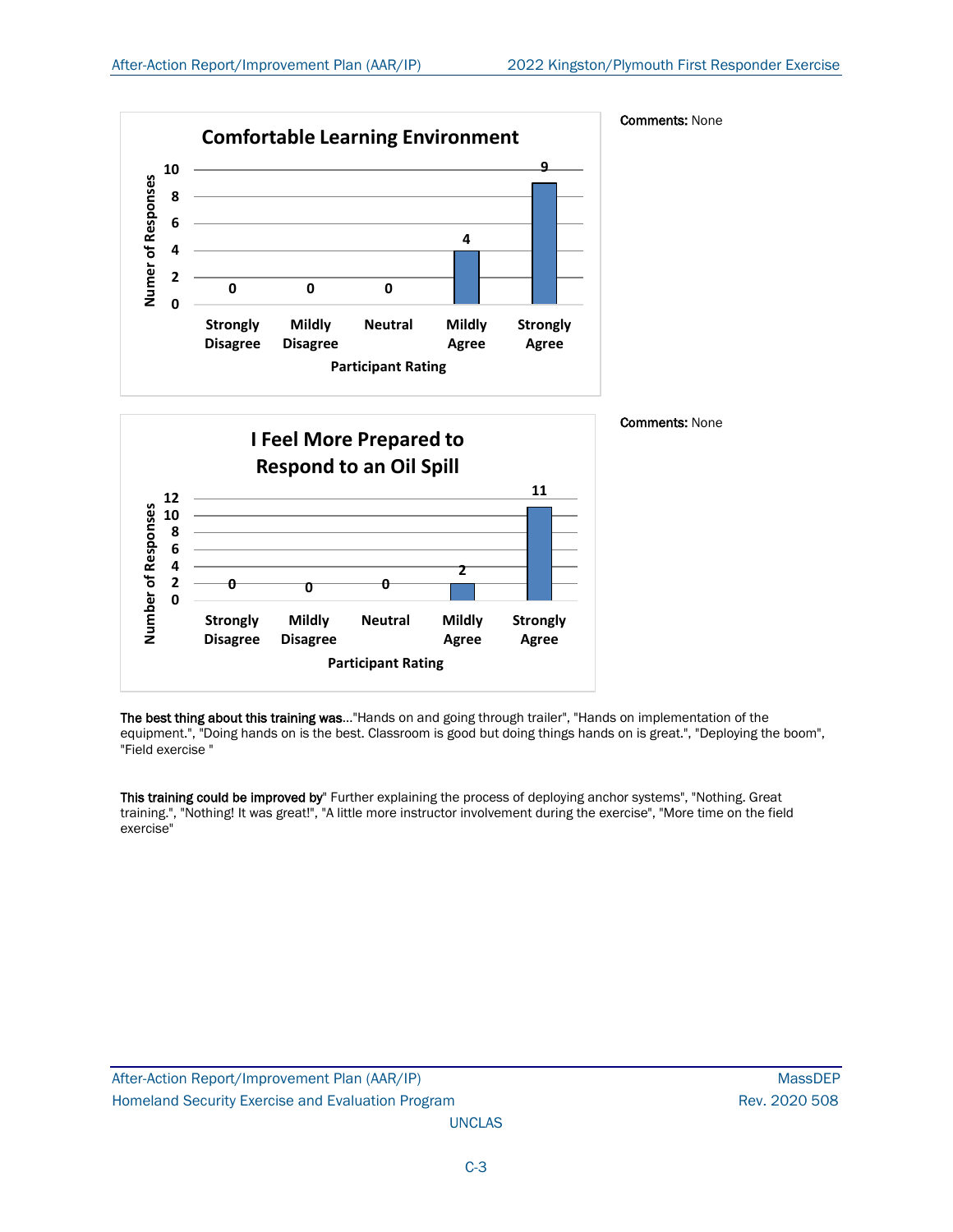Comfortable Learning Environment

Numer of Responses

10
8
6
4
2
0

0 0 0 4 9

Strongly Disagree
Mildly Disagree
Neutral
Mildly Agree
Strongly Agree

Participant Rating

**Comments:** None

I Feel More Prepared to Respond to an Oil Spill

Number of Responses

12
10
8
6
4
2
0

0 0 0 2 11

Strongly Disagree
Mildly Disagree
Neutral
Mildly Agree
Strongly Agree

Participant Rating

**Comments:** None

**The best thing about this training was**..."Hands on and going through trailer", "Hands on implementation of the equipment.", "Doing hands on is the best. Classroom is good but doing things hands on is great.", "Deploying the boom", "Field exercise "

**This training could be improved by**" Further explaining the process of deploying anchor systems", "Nothing. Great training.", "Nothing! It was great!", "A little more instructor involvement during the exercise", "More time on the field exercise"